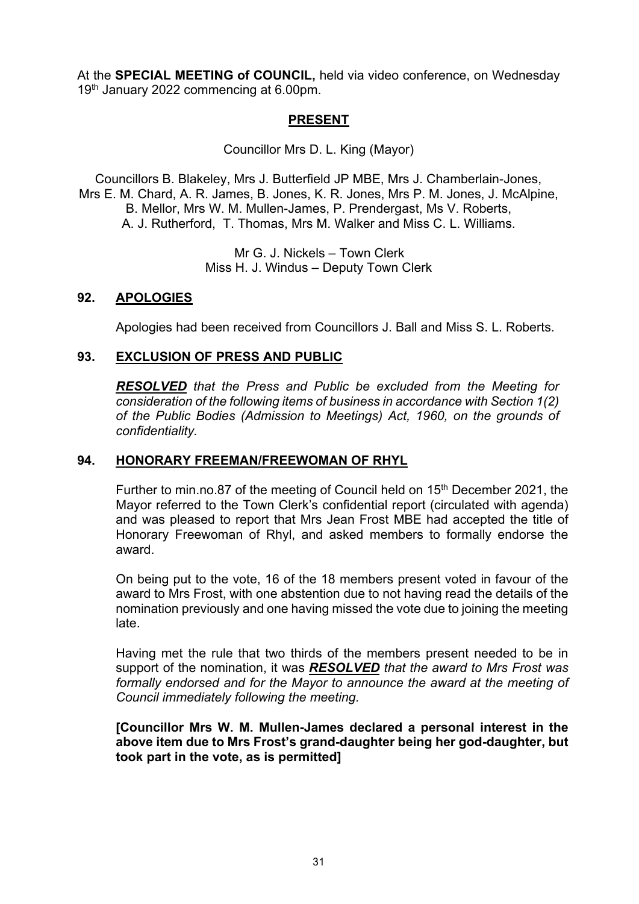At the **SPECIAL MEETING of COUNCIL,** held via video conference, on Wednesday 19th January 2022 commencing at 6.00pm.

## PRESENT

Councillor Mrs D. L. King (Mayor)

Councillors B. Blakeley, Mrs J. Butterfield JP MBE, Mrs J. Chamberlain-Jones, Mrs E. M. Chard, A. R. James, B. Jones, K. R. Jones, Mrs P. M. Jones, J. McAlpine, B. Mellor, Mrs W. M. Mullen-James, P. Prendergast, Ms V. Roberts, A. J. Rutherford, T. Thomas, Mrs M. Walker and Miss C. L. Williams.

Mr G. J. Nickels – Town Clerk
Miss H. J. Windus – Deputy Town Clerk

## 92. APOLOGIES

Apologies had been received from Councillors J. Ball and Miss S. L. Roberts.

## 93. EXCLUSION OF PRESS AND PUBLIC

***RESOLVED*** *that the Press and Public be excluded from the Meeting for consideration of the following items of business in accordance with Section 1(2) of the Public Bodies (Admission to Meetings) Act, 1960, on the grounds of confidentiality.*

## 94. HONORARY FREEMAN/FREEWOMAN OF RHYL

Further to min.no.87 of the meeting of Council held on 15th December 2021, the Mayor referred to the Town Clerk's confidential report (circulated with agenda) and was pleased to report that Mrs Jean Frost MBE had accepted the title of Honorary Freewoman of Rhyl, and asked members to formally endorse the award.

On being put to the vote, 16 of the 18 members present voted in favour of the award to Mrs Frost, with one abstention due to not having read the details of the nomination previously and one having missed the vote due to joining the meeting late.

Having met the rule that two thirds of the members present needed to be in support of the nomination, it was ***RESOLVED*** *that the award to Mrs Frost was formally endorsed and for the Mayor to announce the award at the meeting of Council immediately following the meeting.*

**[Councillor Mrs W. M. Mullen-James declared a personal interest in the above item due to Mrs Frost's grand-daughter being her god-daughter, but took part in the vote, as is permitted]**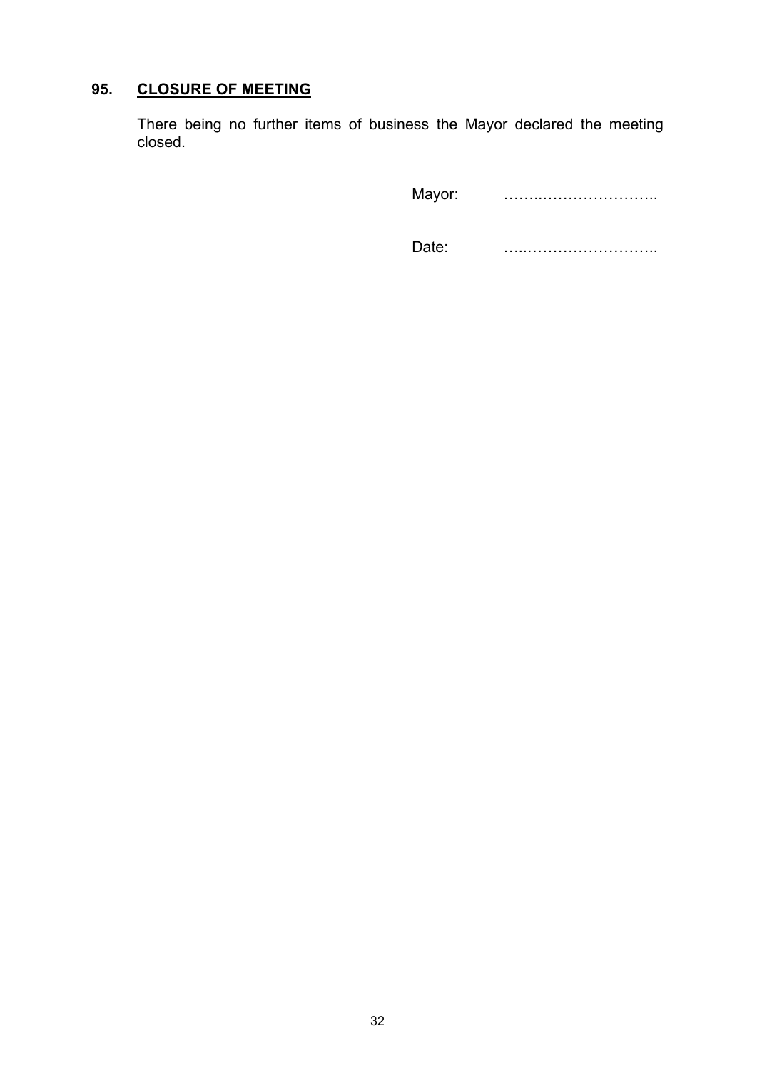## 95. CLOSURE OF MEETING

There being no further items of business the Mayor declared the meeting closed.

Mayor: ……..…………………..

Date: …..……………………..